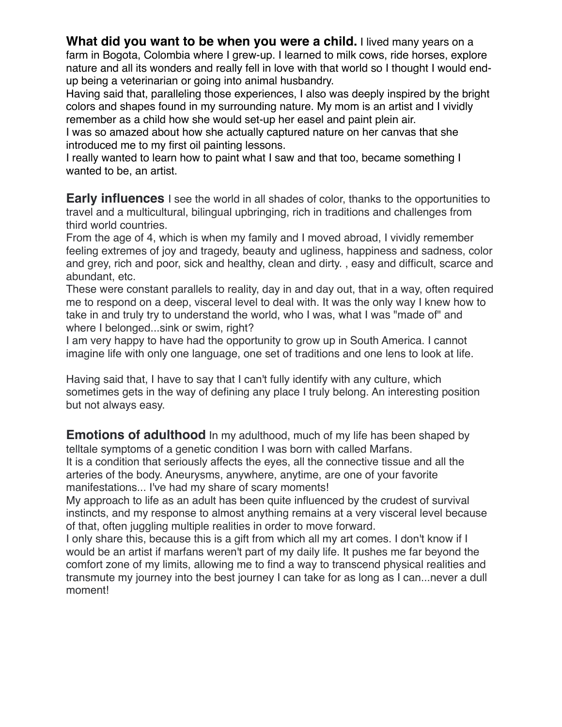**What did you want to be when you were a child.** I lived many years on a farm in Bogota, Colombia where I grew-up. I learned to milk cows, ride horses, explore nature and all its wonders and really fell in love with that world so I thought I would end-up being a veterinarian or going into animal husbandry.
Having said that, paralleling those experiences, I also was deeply inspired by the bright colors and shapes found in my surrounding nature. My mom is an artist and I vividly remember as a child how she would set-up her easel and paint plein air.
I was so amazed about how she actually captured nature on her canvas that she introduced me to my first oil painting lessons.
I really wanted to learn how to paint what I saw and that too, became something I wanted to be, an artist.

**Early influences** I see the world in all shades of color, thanks to the opportunities to travel and a multicultural, bilingual upbringing, rich in traditions and challenges from third world countries.
From the age of 4, which is when my family and I moved abroad, I vividly remember feeling extremes of joy and tragedy, beauty and ugliness, happiness and sadness, color and grey, rich and poor, sick and healthy, clean and dirty. , easy and difficult, scarce and abundant, etc.
These were constant parallels to reality, day in and day out, that in a way, often required me to respond on a deep, visceral level to deal with. It was the only way I knew how to take in and truly try to understand the world, who I was, what I was "made of" and where I belonged...sink or swim, right?
I am very happy to have had the opportunity to grow up in South America. I cannot imagine life with only one language, one set of traditions and one lens to look at life.

Having said that, I have to say that I can't fully identify with any culture, which sometimes gets in the way of defining any place I truly belong. An interesting position but not always easy.

**Emotions of adulthood** In my adulthood, much of my life has been shaped by telltale symptoms of a genetic condition I was born with called Marfans.
It is a condition that seriously affects the eyes, all the connective tissue and all the arteries of the body. Aneurysms, anywhere, anytime, are one of your favorite manifestations... I've had my share of scary moments!
My approach to life as an adult has been quite influenced by the crudest of survival instincts, and my response to almost anything remains at a very visceral level because of that, often juggling multiple realities in order to move forward.
I only share this, because this is a gift from which all my art comes. I don't know if I would be an artist if marfans weren't part of my daily life. It pushes me far beyond the comfort zone of my limits, allowing me to find a way to transcend physical realities and transmute my journey into the best journey I can take for as long as I can...never a dull moment!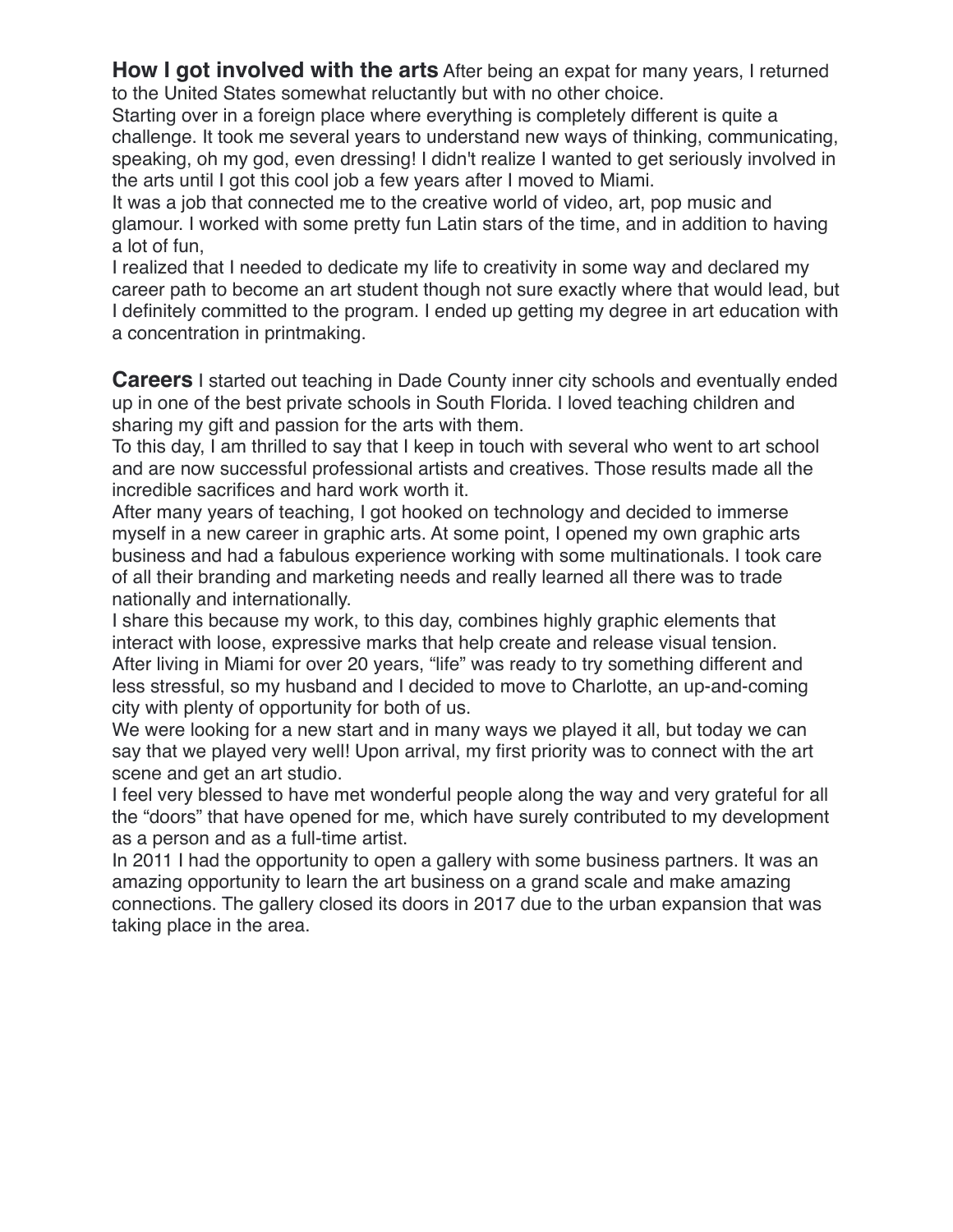**How I got involved with the arts** After being an expat for many years, I returned to the United States somewhat reluctantly but with no other choice.

Starting over in a foreign place where everything is completely different is quite a challenge. It took me several years to understand new ways of thinking, communicating, speaking, oh my god, even dressing! I didn't realize I wanted to get seriously involved in the arts until I got this cool job a few years after I moved to Miami.

It was a job that connected me to the creative world of video, art, pop music and glamour. I worked with some pretty fun Latin stars of the time, and in addition to having a lot of fun,

I realized that I needed to dedicate my life to creativity in some way and declared my career path to become an art student though not sure exactly where that would lead, but I definitely committed to the program. I ended up getting my degree in art education with a concentration in printmaking.

**Careers** I started out teaching in Dade County inner city schools and eventually ended up in one of the best private schools in South Florida. I loved teaching children and sharing my gift and passion for the arts with them.

To this day, I am thrilled to say that I keep in touch with several who went to art school and are now successful professional artists and creatives. Those results made all the incredible sacrifices and hard work worth it.

After many years of teaching, I got hooked on technology and decided to immerse myself in a new career in graphic arts. At some point, I opened my own graphic arts business and had a fabulous experience working with some multinationals. I took care of all their branding and marketing needs and really learned all there was to trade nationally and internationally.

I share this because my work, to this day, combines highly graphic elements that interact with loose, expressive marks that help create and release visual tension.

After living in Miami for over 20 years, "life" was ready to try something different and less stressful, so my husband and I decided to move to Charlotte, an up-and-coming city with plenty of opportunity for both of us.

We were looking for a new start and in many ways we played it all, but today we can say that we played very well! Upon arrival, my first priority was to connect with the art scene and get an art studio.

I feel very blessed to have met wonderful people along the way and very grateful for all the "doors" that have opened for me, which have surely contributed to my development as a person and as a full-time artist.

In 2011 I had the opportunity to open a gallery with some business partners. It was an amazing opportunity to learn the art business on a grand scale and make amazing connections. The gallery closed its doors in 2017 due to the urban expansion that was taking place in the area.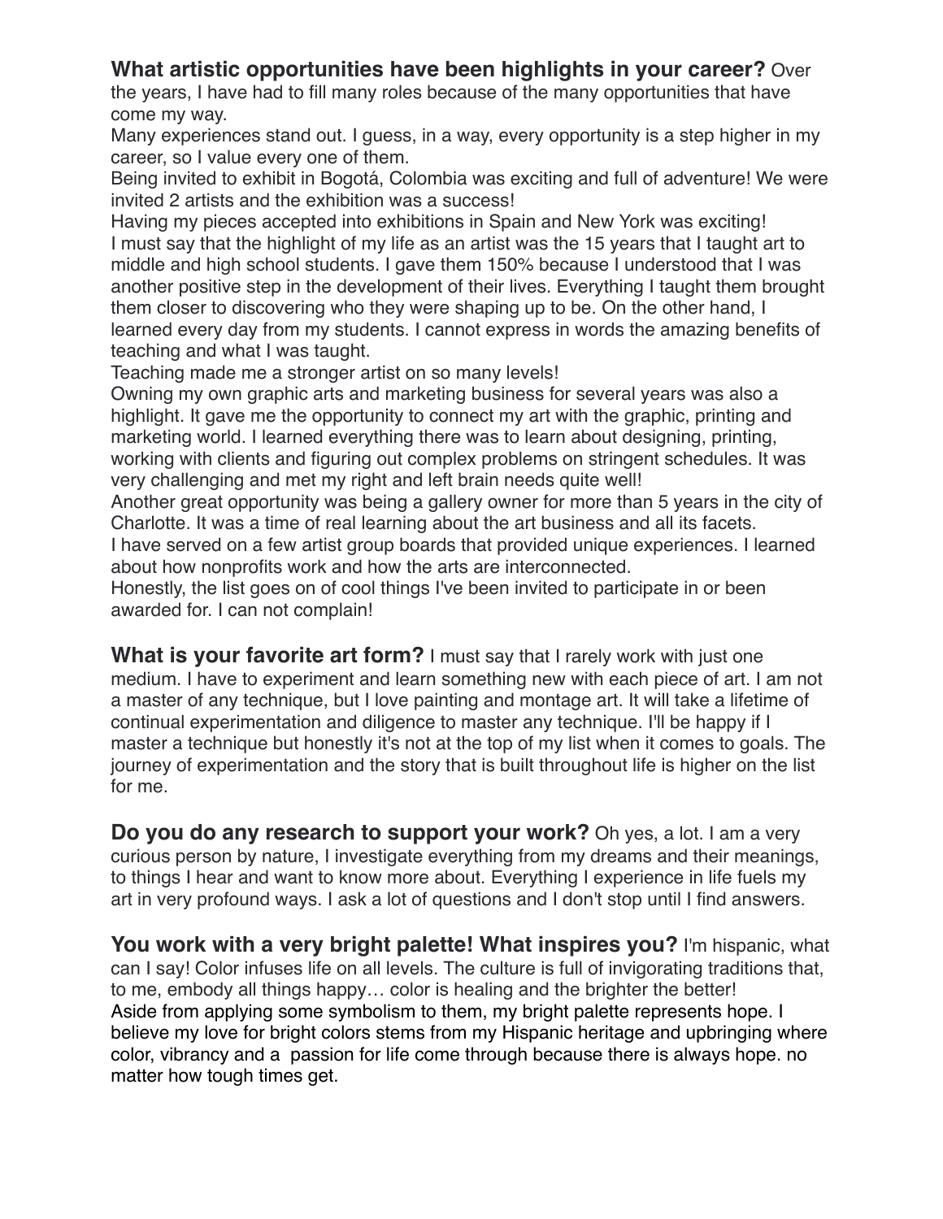**What artistic opportunities have been highlights in your career?** Over the years, I have had to fill many roles because of the many opportunities that have come my way.

Many experiences stand out. I guess, in a way, every opportunity is a step higher in my career, so I value every one of them.

Being invited to exhibit in Bogotá, Colombia was exciting and full of adventure! We were invited 2 artists and the exhibition was a success!

Having my pieces accepted into exhibitions in Spain and New York was exciting!

I must say that the highlight of my life as an artist was the 15 years that I taught art to middle and high school students. I gave them 150% because I understood that I was another positive step in the development of their lives. Everything I taught them brought them closer to discovering who they were shaping up to be. On the other hand, I learned every day from my students. I cannot express in words the amazing benefits of teaching and what I was taught.

Teaching made me a stronger artist on so many levels!

Owning my own graphic arts and marketing business for several years was also a highlight. It gave me the opportunity to connect my art with the graphic, printing and marketing world. I learned everything there was to learn about designing, printing, working with clients and figuring out complex problems on stringent schedules. It was very challenging and met my right and left brain needs quite well!

Another great opportunity was being a gallery owner for more than 5 years in the city of Charlotte. It was a time of real learning about the art business and all its facets.

I have served on a few artist group boards that provided unique experiences. I learned about how nonprofits work and how the arts are interconnected.

Honestly, the list goes on of cool things I've been invited to participate in or been awarded for. I can not complain!

**What is your favorite art form?** I must say that I rarely work with just one medium. I have to experiment and learn something new with each piece of art. I am not a master of any technique, but I love painting and montage art. It will take a lifetime of continual experimentation and diligence to master any technique. I'll be happy if I master a technique but honestly it's not at the top of my list when it comes to goals. The journey of experimentation and the story that is built throughout life is higher on the list for me.

**Do you do any research to support your work?** Oh yes, a lot. I am a very curious person by nature, I investigate everything from my dreams and their meanings, to things I hear and want to know more about. Everything I experience in life fuels my art in very profound ways. I ask a lot of questions and I don't stop until I find answers.

**You work with a very bright palette! What inspires you?** I'm hispanic, what can I say! Color infuses life on all levels. The culture is full of invigorating traditions that, to me, embody all things happy… color is healing and the brighter the better!

Aside from applying some symbolism to them, my bright palette represents hope. I believe my love for bright colors stems from my Hispanic heritage and upbringing where color, vibrancy and a passion for life come through because there is always hope. no matter how tough times get.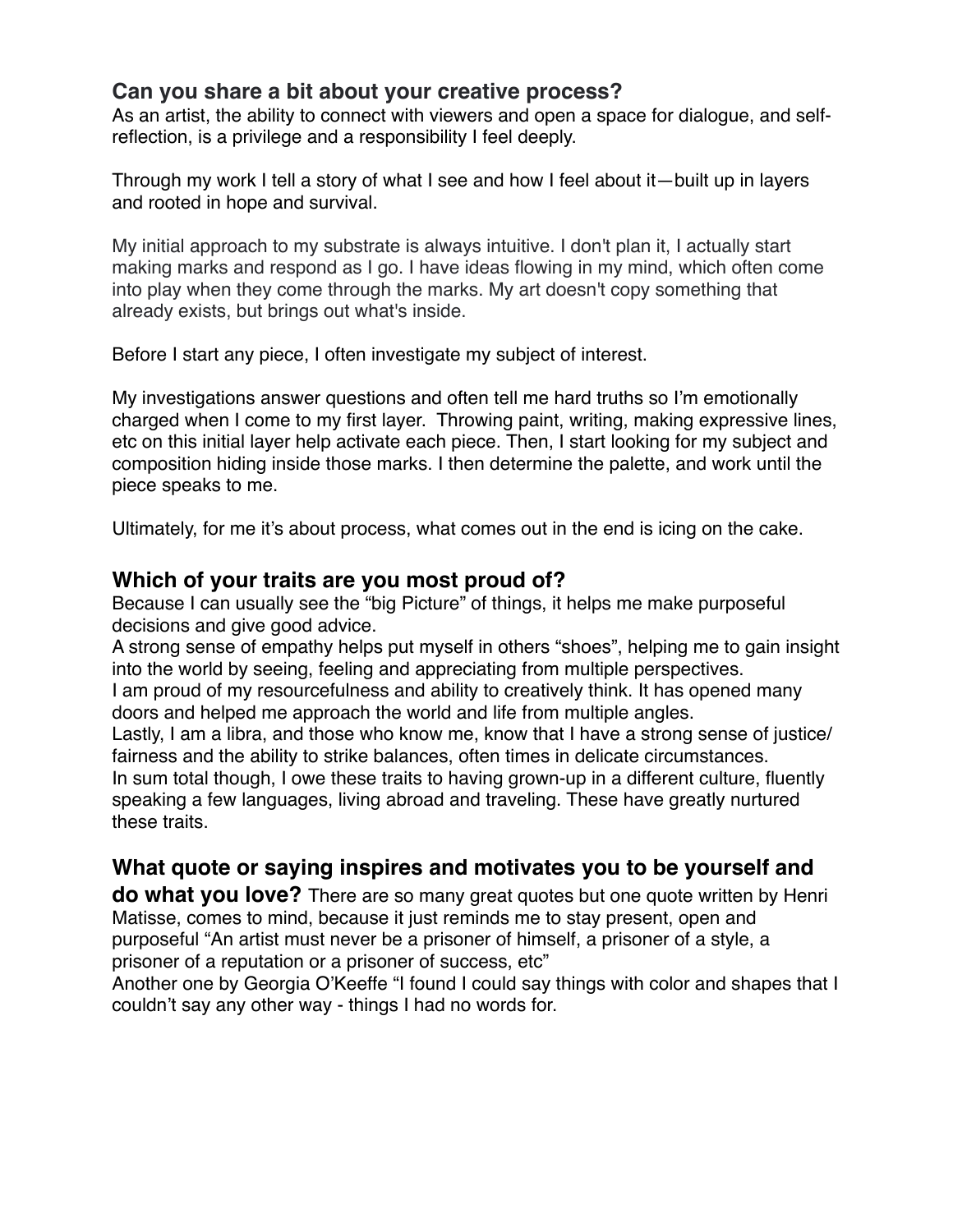## Can you share a bit about your creative process?

As an artist, the ability to connect with viewers and open a space for dialogue, and self-reflection, is a privilege and a responsibility I feel deeply.

Through my work I tell a story of what I see and how I feel about it—built up in layers and rooted in hope and survival.

My initial approach to my substrate is always intuitive. I don't plan it, I actually start making marks and respond as I go. I have ideas flowing in my mind, which often come into play when they come through the marks. My art doesn't copy something that already exists, but brings out what's inside.

Before I start any piece, I often investigate my subject of interest.

My investigations answer questions and often tell me hard truths so I'm emotionally charged when I come to my first layer. Throwing paint, writing, making expressive lines, etc on this initial layer help activate each piece. Then, I start looking for my subject and composition hiding inside those marks. I then determine the palette, and work until the piece speaks to me.

Ultimately, for me it's about process, what comes out in the end is icing on the cake.

## Which of your traits are you most proud of?

Because I can usually see the "big Picture" of things, it helps me make purposeful decisions and give good advice.
A strong sense of empathy helps put myself in others "shoes", helping me to gain insight into the world by seeing, feeling and appreciating from multiple perspectives.
I am proud of my resourcefulness and ability to creatively think. It has opened many doors and helped me approach the world and life from multiple angles.
Lastly, I am a libra, and those who know me, know that I have a strong sense of justice/ fairness and the ability to strike balances, often times in delicate circumstances.
In sum total though, I owe these traits to having grown-up in a different culture, fluently speaking a few languages, living abroad and traveling. These have greatly nurtured these traits.

## What quote or saying inspires and motivates you to be yourself and do what you love?

There are so many great quotes but one quote written by Henri Matisse, comes to mind, because it just reminds me to stay present, open and purposeful "An artist must never be a prisoner of himself, a prisoner of a style, a prisoner of a reputation or a prisoner of success, etc"
Another one by Georgia O'Keeffe "I found I could say things with color and shapes that I couldn't say any other way - things I had no words for.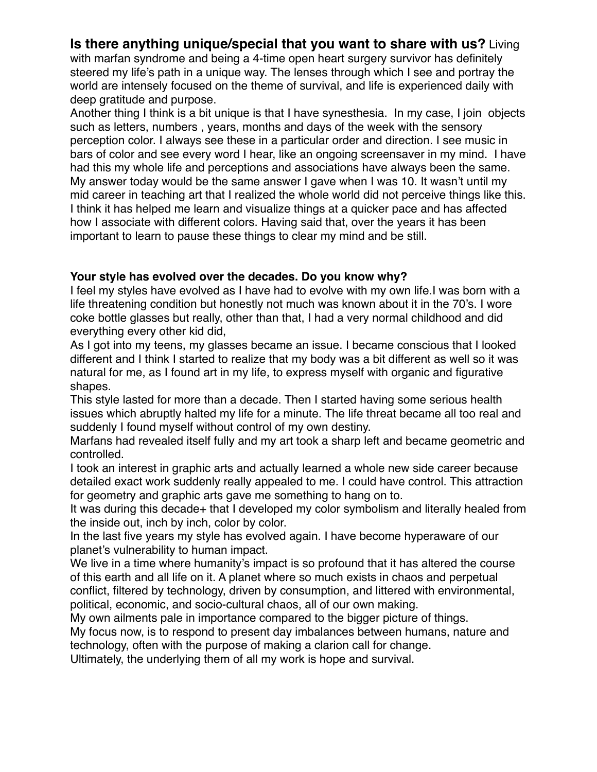**Is there anything unique/special that you want to share with us?** Living with marfan syndrome and being a 4-time open heart surgery survivor has definitely steered my life's path in a unique way. The lenses through which I see and portray the world are intensely focused on the theme of survival, and life is experienced daily with deep gratitude and purpose.

Another thing I think is a bit unique is that I have synesthesia. In my case, I join objects such as letters, numbers , years, months and days of the week with the sensory perception color. I always see these in a particular order and direction. I see music in bars of color and see every word I hear, like an ongoing screensaver in my mind. I have had this my whole life and perceptions and associations have always been the same. My answer today would be the same answer I gave when I was 10. It wasn't until my mid career in teaching art that I realized the whole world did not perceive things like this. I think it has helped me learn and visualize things at a quicker pace and has affected how I associate with different colors. Having said that, over the years it has been important to learn to pause these things to clear my mind and be still.

**Your style has evolved over the decades. Do you know why?**

I feel my styles have evolved as I have had to evolve with my own life.I was born with a life threatening condition but honestly not much was known about it in the 70's. I wore coke bottle glasses but really, other than that, I had a very normal childhood and did everything every other kid did,

As I got into my teens, my glasses became an issue. I became conscious that I looked different and I think I started to realize that my body was a bit different as well so it was natural for me, as I found art in my life, to express myself with organic and figurative shapes.

This style lasted for more than a decade. Then I started having some serious health issues which abruptly halted my life for a minute. The life threat became all too real and suddenly I found myself without control of my own destiny.

Marfans had revealed itself fully and my art took a sharp left and became geometric and controlled.

I took an interest in graphic arts and actually learned a whole new side career because detailed exact work suddenly really appealed to me. I could have control. This attraction for geometry and graphic arts gave me something to hang on to.

It was during this decade+ that I developed my color symbolism and literally healed from the inside out, inch by inch, color by color.

In the last five years my style has evolved again. I have become hyperaware of our planet's vulnerability to human impact.

We live in a time where humanity's impact is so profound that it has altered the course of this earth and all life on it. A planet where so much exists in chaos and perpetual conflict, filtered by technology, driven by consumption, and littered with environmental, political, economic, and socio-cultural chaos, all of our own making.

My own ailments pale in importance compared to the bigger picture of things.

My focus now, is to respond to present day imbalances between humans, nature and technology, often with the purpose of making a clarion call for change.

Ultimately, the underlying them of all my work is hope and survival.